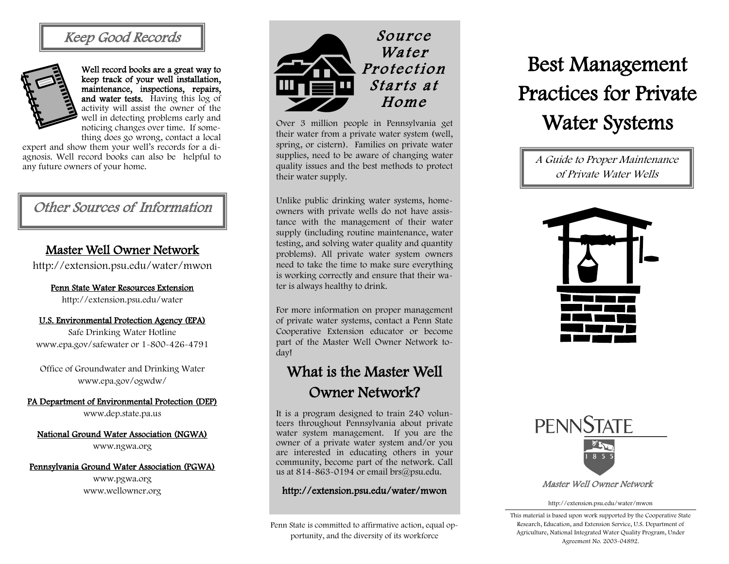## Keep Good Records

**Well record books are a great way to keep track of your well installation, maintenance, inspections, repairs, and water tests.** Having this log of activity will assist the owner of the well in detecting problems early and noticing changes over time. If something does go wrong, contact a local expert and show them your well's records for a diagnosis. Well record books can also be helpful to any future owners of your home.

## Other Sources of Information

### Master Well Owner Network

http://extension.psu.edu/water/mwon

**Penn State Water Resources Extension**

http://extension.psu.edu/water

**U.S. Environmental Protection Agency (EPA)**

Safe Drinking Water Hotline

www.epa.gov/safewater or 1-800-426-4791

Office of Groundwater and Drinking Water

www.epa.gov/ogwdw/

**PA Department of Environmental Protection (DEP)**

www.dep.state.pa.us

**National Ground Water Association (NGWA)**

www.ngwa.org

**Pennsylvania Ground Water Association (PGWA)**

www.pgwa.org

www.wellowner.org

## Source Water Protection Starts at Home

Over 3 million people in Pennsylvania get their water from a private water system (well, spring, or cistern). Families on private water supplies, need to be aware of changing water quality issues and the best methods to protect their water supply.

Unlike public drinking water systems, homeowners with private wells do not have assistance with the management of their water supply (including routine maintenance, water testing, and solving water quality and quantity problems). All private water system owners need to take the time to make sure everything is working correctly and ensure that their water is always healthy to drink.

For more information on proper management of private water systems, contact a Penn State Cooperative Extension educator or become part of the Master Well Owner Network today!

## What is the Master Well Owner Network?

It is a program designed to train 240 volunteers throughout Pennsylvania about private water system management. If you are the owner of a private water system and/or you are interested in educating others in your community, become part of the network. Call us at 814-863-0194 or email brs@psu.edu.

**http://extension.psu.edu/water/mwon**

Penn State is committed to affirmative action, equal opportunity, and the diversity of its workforce

# Best Management Practices for Private Water Systems

*A Guide to Proper Maintenance of Private Water Wells*

PENNSTATE

1855

*Master Well Owner Network*

http://extension.psu.edu/water/mwon

This material is based upon work supported by the Cooperative State Research, Education, and Extension Service, U.S. Department of Agriculture, National Integrated Water Quality Program, Under Agreement No. 2003-04892.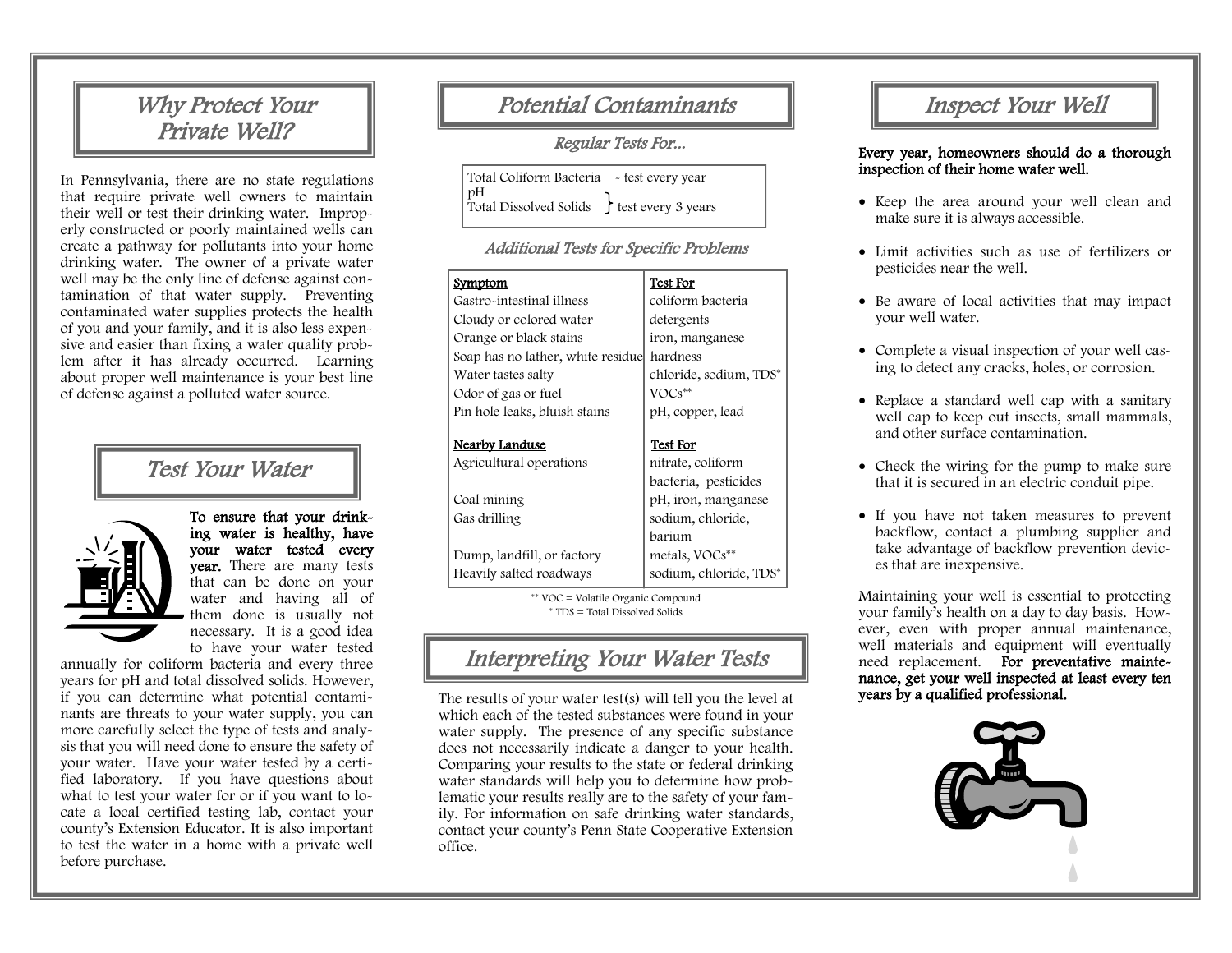## Why Protect Your Private Well?

In Pennsylvania, there are no state regulations that require private well owners to maintain their well or test their drinking water. Improperly constructed or poorly maintained wells can create a pathway for pollutants into your home drinking water. The owner of a private water well may be the only line of defense against contamination of that water supply. Preventing contaminated water supplies protects the health of you and your family, and it is also less expensive and easier than fixing a water quality problem after it has already occurred. Learning about proper well maintenance is your best line of defense against a polluted water source.

## Test Your Water

**To ensure that your drinking water is healthy, have your water tested every year.** There are many tests that can be done on your water and having all of them done is usually not necessary. It is a good idea to have your water tested annually for coliform bacteria and every three years for pH and total dissolved solids. However, if you can determine what potential contaminants are threats to your water supply, you can more carefully select the type of tests and analysis that you will need done to ensure the safety of your water. Have your water tested by a certified laboratory. If you have questions about what to test your water for or if you want to locate a local certified testing lab, contact your county's Extension Educator. It is also important to test the water in a home with a private well before purchase.

## Potential Contaminants

*Regular Tests For...*

| | |
|---|---|
| Total Coliform Bacteria | - test every year |
| pH<br>Total Dissolved Solids | test every 3 years |

*Additional Tests for Specific Problems*

| Symptom | Test For |
|---|---|
| Gastro-intestinal illness | coliform bacteria |
| Cloudy or colored water | detergents |
| Orange or black stains | iron, manganese |
| Soap has no lather, white residue | hardness |
| Water tastes salty | chloride, sodium, TDS* |
| Odor of gas or fuel | VOCs** |
| Pin hole leaks, bluish stains | pH, copper, lead |
| **Nearby Landuse** | **Test For** |
| Agricultural operations | nitrate, coliform bacteria, pesticides |
| Coal mining | pH, iron, manganese |
| Gas drilling | sodium, chloride, barium |
| Dump, landfill, or factory | metals, VOCs** |
| Heavily salted roadways | sodium, chloride, TDS* |

** VOC = Volatile Organic Compound
* TDS = Total Dissolved Solids

## Interpreting Your Water Tests

The results of your water test(s) will tell you the level at which each of the tested substances were found in your water supply. The presence of any specific substance does not necessarily indicate a danger to your health. Comparing your results to the state or federal drinking water standards will help you to determine how problematic your results really are to the safety of your family. For information on safe drinking water standards, contact your county's Penn State Cooperative Extension office.

## Inspect Your Well

**Every year, homeowners should do a thorough inspection of their home water well.**

- Keep the area around your well clean and make sure it is always accessible.
- Limit activities such as use of fertilizers or pesticides near the well.
- Be aware of local activities that may impact your well water.
- Complete a visual inspection of your well casing to detect any cracks, holes, or corrosion.
- Replace a standard well cap with a sanitary well cap to keep out insects, small mammals, and other surface contamination.
- Check the wiring for the pump to make sure that it is secured in an electric conduit pipe.
- If you have not taken measures to prevent backflow, contact a plumbing supplier and take advantage of backflow prevention devices that are inexpensive.

Maintaining your well is essential to protecting your family's health on a day to day basis. However, even with proper annual maintenance, well materials and equipment will eventually need replacement. **For preventative maintenance, get your well inspected at least every ten years by a qualified professional.**